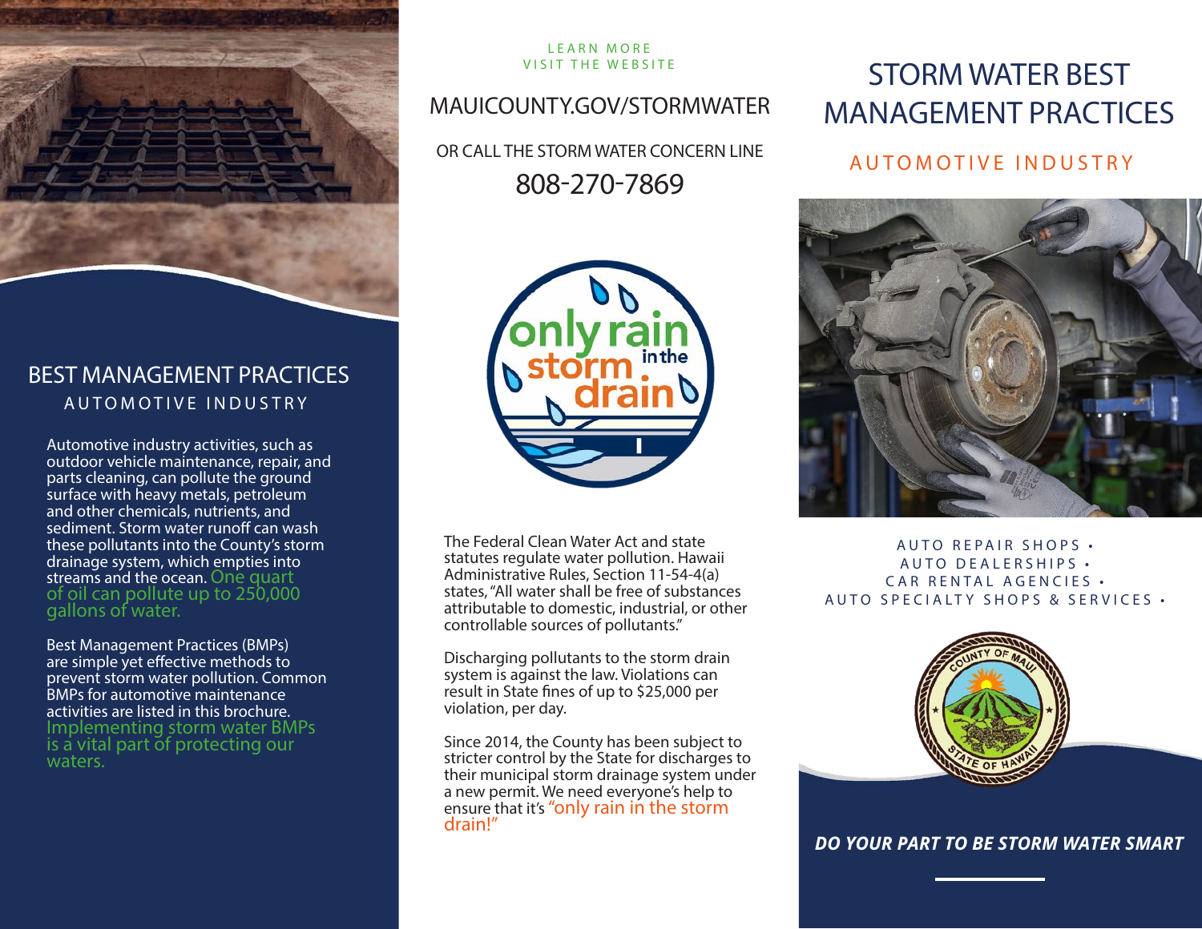## BEST MANAGEMENT PRACTICES

AUTOMOTIVE INDUSTRY

Automotive industry activities, such as outdoor vehicle maintenance, repair, and parts cleaning, can pollute the ground surface with heavy metals, petroleum and other chemicals, nutrients, and sediment. Storm water runoff can wash these pollutants into the County's storm drainage system, which empties into streams and the ocean. One quart of oil can pollute up to 250,000 gallons of water.

Best Management Practices (BMPs) are simple yet effective methods to prevent storm water pollution. Common BMPs for automotive maintenance activities are listed in this brochure. Implementing storm water BMPs is a vital part of protecting our waters.

LEARN MORE
VISIT THE WEBSITE

MAUICOUNTY.GOV/STORMWATER

OR CALL THE STORM WATER CONCERN LINE

808-270-7869

only rain in the storm drain

The Federal Clean Water Act and state statutes regulate water pollution. Hawaii Administrative Rules, Section 11-54-4(a) states, "All water shall be free of substances attributable to domestic, industrial, or other controllable sources of pollutants."

Discharging pollutants to the storm drain system is against the law. Violations can result in State fines of up to $25,000 per violation, per day.

Since 2014, the County has been subject to stricter control by the State for discharges to their municipal storm drainage system under a new permit. We need everyone's help to ensure that it's "only rain in the storm drain!"

# STORM WATER BEST MANAGEMENT PRACTICES

## AUTOMOTIVE INDUSTRY

AUTO REPAIR SHOPS •
AUTO DEALERSHIPS •
CAR RENTAL AGENCIES •
AUTO SPECIALTY SHOPS & SERVICES •

COUNTY OF MAUI — STATE OF HAWAII

***DO YOUR PART TO BE STORM WATER SMART***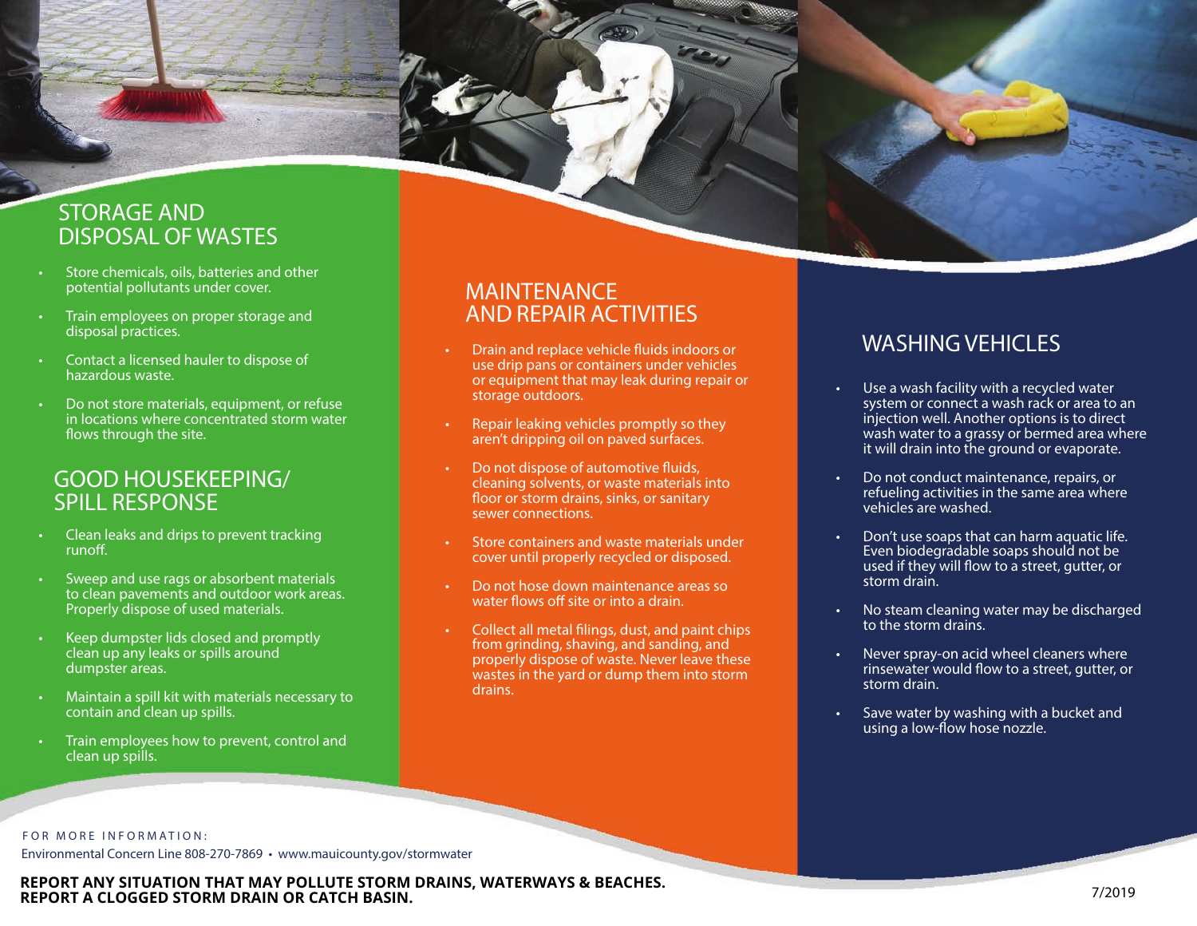## STORAGE AND DISPOSAL OF WASTES

- Store chemicals, oils, batteries and other potential pollutants under cover.
- Train employees on proper storage and disposal practices.
- Contact a licensed hauler to dispose of hazardous waste.
- Do not store materials, equipment, or refuse in locations where concentrated storm water flows through the site.

## GOOD HOUSEKEEPING/ SPILL RESPONSE

- Clean leaks and drips to prevent tracking runoff.
- Sweep and use rags or absorbent materials to clean pavements and outdoor work areas. Properly dispose of used materials.
- Keep dumpster lids closed and promptly clean up any leaks or spills around dumpster areas.
- Maintain a spill kit with materials necessary to contain and clean up spills.
- Train employees how to prevent, control and clean up spills.

## MAINTENANCE AND REPAIR ACTIVITIES

- Drain and replace vehicle fluids indoors or use drip pans or containers under vehicles or equipment that may leak during repair or storage outdoors.
- Repair leaking vehicles promptly so they aren't dripping oil on paved surfaces.
- Do not dispose of automotive fluids, cleaning solvents, or waste materials into floor or storm drains, sinks, or sanitary sewer connections.
- Store containers and waste materials under cover until properly recycled or disposed.
- Do not hose down maintenance areas so water flows off site or into a drain.
- Collect all metal filings, dust, and paint chips from grinding, shaving, and sanding, and properly dispose of waste. Never leave these wastes in the yard or dump them into storm drains.

## WASHING VEHICLES

- Use a wash facility with a recycled water system or connect a wash rack or area to an injection well. Another options is to direct wash water to a grassy or bermed area where it will drain into the ground or evaporate.
- Do not conduct maintenance, repairs, or refueling activities in the same area where vehicles are washed.
- Don't use soaps that can harm aquatic life. Even biodegradable soaps should not be used if they will flow to a street, gutter, or storm drain.
- No steam cleaning water may be discharged to the storm drains.
- Never spray-on acid wheel cleaners where rinsewater would flow to a street, gutter, or storm drain.
- Save water by washing with a bucket and using a low-flow hose nozzle.

FOR MORE INFORMATION:

Environmental Concern Line 808-270-7869 • www.mauicounty.gov/stormwater

**REPORT ANY SITUATION THAT MAY POLLUTE STORM DRAINS, WATERWAYS & BEACHES.**
**REPORT A CLOGGED STORM DRAIN OR CATCH BASIN.**

7/2019